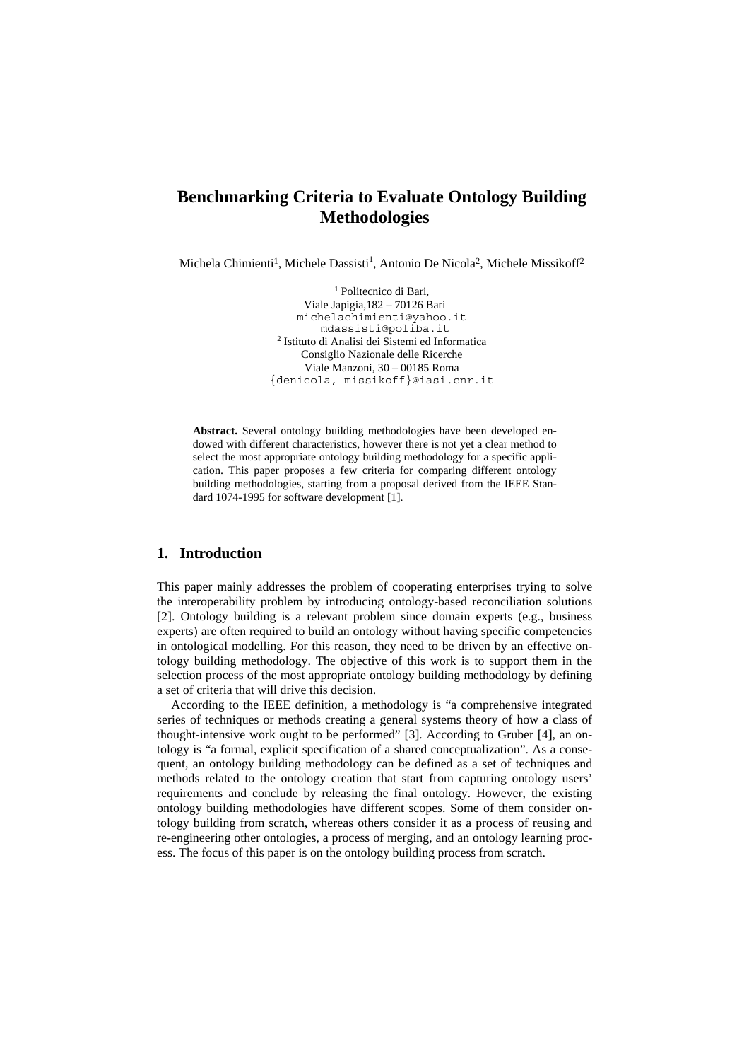# Benchmarking Criteria to Evaluate Ontology Building Methodologies

Michela Chimienti[1], Michele Dassisti[1], Antonio De Nicola[2], Michele Missikoff[2]

[1] Politecnico di Bari,
Viale Japigia,182 – 70126 Bari
michelachimienti@yahoo.it
mdassisti@poliba.it
[2] Istituto di Analisi dei Sistemi ed Informatica
Consiglio Nazionale delle Ricerche
Viale Manzoni, 30 – 00185 Roma
{denicola, missikoff}@iasi.cnr.it

**Abstract.** Several ontology building methodologies have been developed endowed with different characteristics, however there is not yet a clear method to select the most appropriate ontology building methodology for a specific application. This paper proposes a few criteria for comparing different ontology building methodologies, starting from a proposal derived from the IEEE Standard 1074-1995 for software development [1].

## 1. Introduction

This paper mainly addresses the problem of cooperating enterprises trying to solve the interoperability problem by introducing ontology-based reconciliation solutions [2]. Ontology building is a relevant problem since domain experts (e.g., business experts) are often required to build an ontology without having specific competencies in ontological modelling. For this reason, they need to be driven by an effective ontology building methodology. The objective of this work is to support them in the selection process of the most appropriate ontology building methodology by defining a set of criteria that will drive this decision.

According to the IEEE definition, a methodology is "a comprehensive integrated series of techniques or methods creating a general systems theory of how a class of thought-intensive work ought to be performed" [3]. According to Gruber [4], an ontology is "a formal, explicit specification of a shared conceptualization". As a consequent, an ontology building methodology can be defined as a set of techniques and methods related to the ontology creation that start from capturing ontology users' requirements and conclude by releasing the final ontology. However, the existing ontology building methodologies have different scopes. Some of them consider ontology building from scratch, whereas others consider it as a process of reusing and re-engineering other ontologies, a process of merging, and an ontology learning process. The focus of this paper is on the ontology building process from scratch.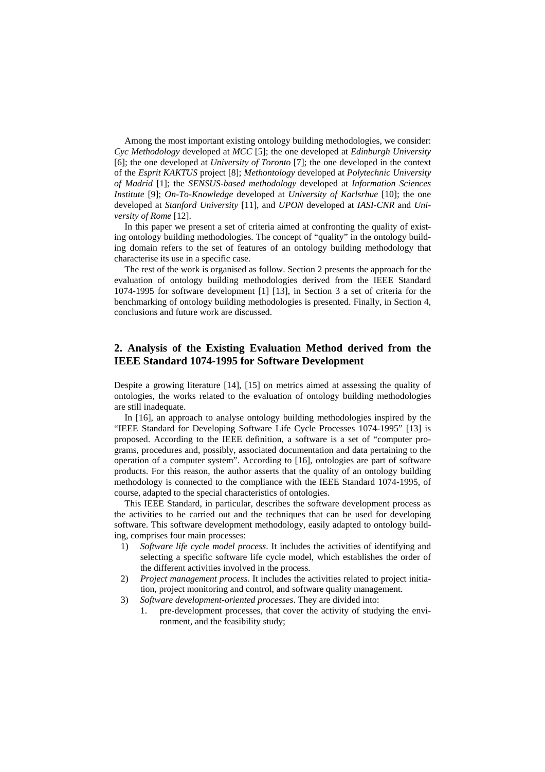Among the most important existing ontology building methodologies, we consider: *Cyc Methodology* developed at *MCC* [5]; the one developed at *Edinburgh University* [6]; the one developed at *University of Toronto* [7]; the one developed in the context of the *Esprit KAKTUS* project [8]; *Methontology* developed at *Polytechnic University of Madrid* [1]; the *SENSUS-based methodology* developed at *Information Sciences Institute* [9]; *On-To-Knowledge* developed at *University of Karlsrhue* [10]; the one developed at *Stanford University* [11], and *UPON* developed at *IASI-CNR* and *University of Rome* [12].

In this paper we present a set of criteria aimed at confronting the quality of existing ontology building methodologies. The concept of "quality" in the ontology building domain refers to the set of features of an ontology building methodology that characterise its use in a specific case.

The rest of the work is organised as follow. Section 2 presents the approach for the evaluation of ontology building methodologies derived from the IEEE Standard 1074-1995 for software development [1] [13], in Section 3 a set of criteria for the benchmarking of ontology building methodologies is presented. Finally, in Section 4, conclusions and future work are discussed.

## 2. Analysis of the Existing Evaluation Method derived from the IEEE Standard 1074-1995 for Software Development

Despite a growing literature [14], [15] on metrics aimed at assessing the quality of ontologies, the works related to the evaluation of ontology building methodologies are still inadequate.

In [16], an approach to analyse ontology building methodologies inspired by the "IEEE Standard for Developing Software Life Cycle Processes 1074-1995" [13] is proposed. According to the IEEE definition, a software is a set of "computer programs, procedures and, possibly, associated documentation and data pertaining to the operation of a computer system". According to [16], ontologies are part of software products. For this reason, the author asserts that the quality of an ontology building methodology is connected to the compliance with the IEEE Standard 1074-1995, of course, adapted to the special characteristics of ontologies.

This IEEE Standard, in particular, describes the software development process as the activities to be carried out and the techniques that can be used for developing software. This software development methodology, easily adapted to ontology building, comprises four main processes:

1) *Software life cycle model process*. It includes the activities of identifying and selecting a specific software life cycle model, which establishes the order of the different activities involved in the process.
2) *Project management process*. It includes the activities related to project initiation, project monitoring and control, and software quality management.
3) *Software development-oriented processes*. They are divided into:
    1. pre-development processes, that cover the activity of studying the environment, and the feasibility study;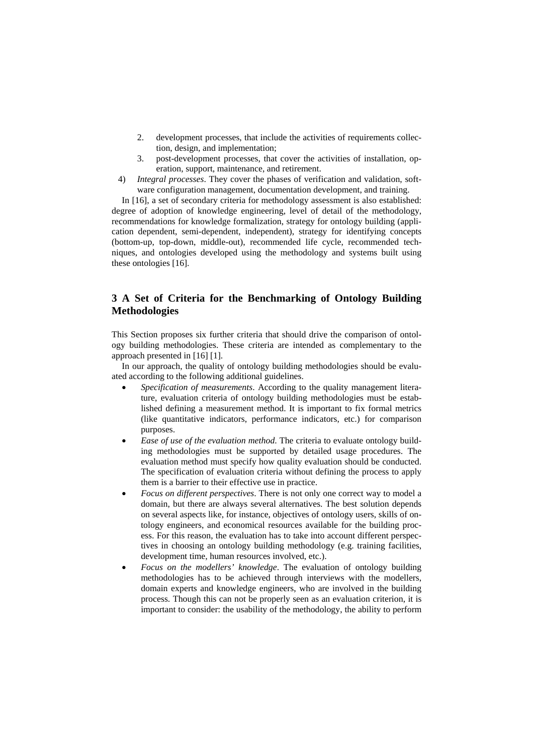2. development processes, that include the activities of requirements collection, design, and implementation;
3. post-development processes, that cover the activities of installation, operation, support, maintenance, and retirement.

4) *Integral processes*. They cover the phases of verification and validation, software configuration management, documentation development, and training.

In [16], a set of secondary criteria for methodology assessment is also established: degree of adoption of knowledge engineering, level of detail of the methodology, recommendations for knowledge formalization, strategy for ontology building (application dependent, semi-dependent, independent), strategy for identifying concepts (bottom-up, top-down, middle-out), recommended life cycle, recommended techniques, and ontologies developed using the methodology and systems built using these ontologies [16].

## 3 A Set of Criteria for the Benchmarking of Ontology Building Methodologies

This Section proposes six further criteria that should drive the comparison of ontology building methodologies. These criteria are intended as complementary to the approach presented in [16] [1].

In our approach, the quality of ontology building methodologies should be evaluated according to the following additional guidelines.

- *Specification of measurements*. According to the quality management literature, evaluation criteria of ontology building methodologies must be established defining a measurement method. It is important to fix formal metrics (like quantitative indicators, performance indicators, etc.) for comparison purposes.
- *Ease of use of the evaluation method*. The criteria to evaluate ontology building methodologies must be supported by detailed usage procedures. The evaluation method must specify how quality evaluation should be conducted. The specification of evaluation criteria without defining the process to apply them is a barrier to their effective use in practice.
- *Focus on different perspectives*. There is not only one correct way to model a domain, but there are always several alternatives. The best solution depends on several aspects like, for instance, objectives of ontology users, skills of ontology engineers, and economical resources available for the building process. For this reason, the evaluation has to take into account different perspectives in choosing an ontology building methodology (e.g. training facilities, development time, human resources involved, etc.).
- *Focus on the modellers' knowledge*. The evaluation of ontology building methodologies has to be achieved through interviews with the modellers, domain experts and knowledge engineers, who are involved in the building process. Though this can not be properly seen as an evaluation criterion, it is important to consider: the usability of the methodology, the ability to perform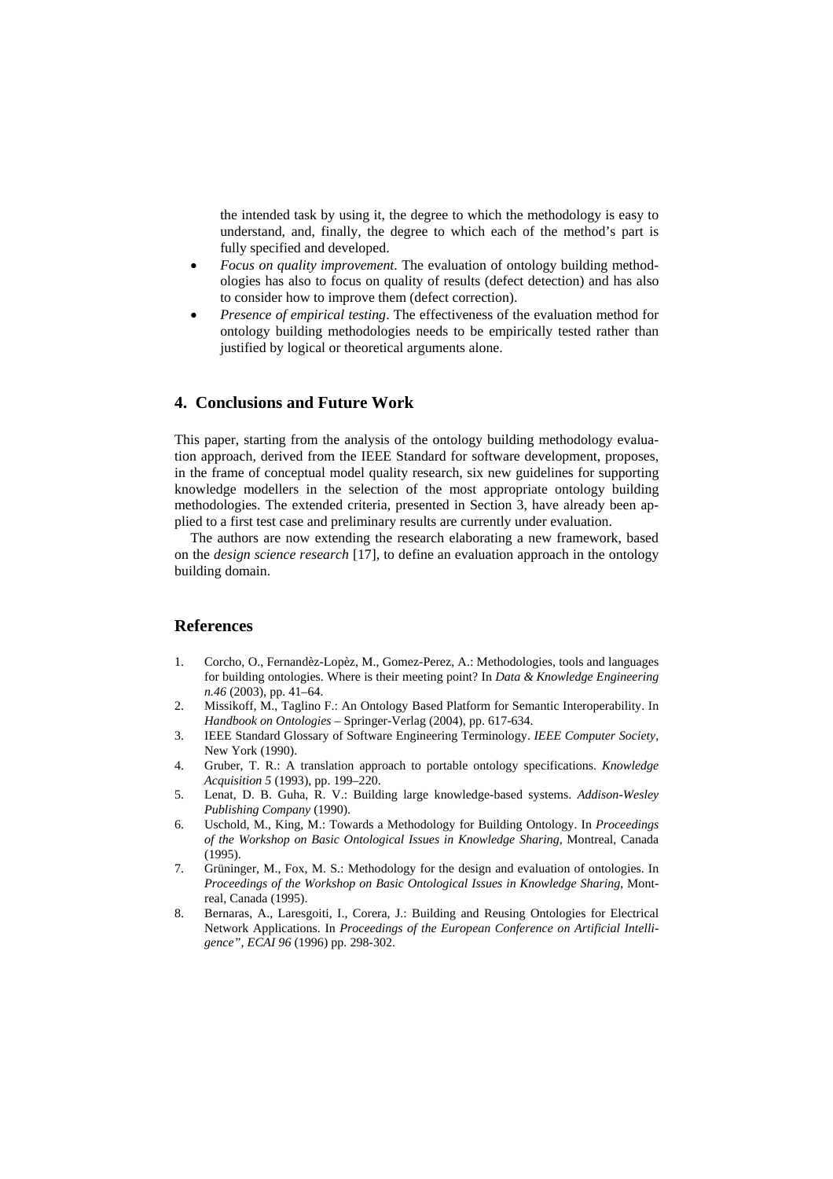the intended task by using it, the degree to which the methodology is easy to understand, and, finally, the degree to which each of the method's part is fully specified and developed.

- *Focus on quality improvement*. The evaluation of ontology building methodologies has also to focus on quality of results (defect detection) and has also to consider how to improve them (defect correction).
- *Presence of empirical testing*. The effectiveness of the evaluation method for ontology building methodologies needs to be empirically tested rather than justified by logical or theoretical arguments alone.

## 4. Conclusions and Future Work

This paper, starting from the analysis of the ontology building methodology evaluation approach, derived from the IEEE Standard for software development, proposes, in the frame of conceptual model quality research, six new guidelines for supporting knowledge modellers in the selection of the most appropriate ontology building methodologies. The extended criteria, presented in Section 3, have already been applied to a first test case and preliminary results are currently under evaluation.

The authors are now extending the research elaborating a new framework, based on the *design science research* [17], to define an evaluation approach in the ontology building domain.

## References

1. Corcho, O., Fernandèz-Lopèz, M., Gomez-Perez, A.: Methodologies, tools and languages for building ontologies. Where is their meeting point? In *Data & Knowledge Engineering n.46* (2003), pp. 41–64.
2. Missikoff, M., Taglino F.: An Ontology Based Platform for Semantic Interoperability. In *Handbook on Ontologies* – Springer-Verlag (2004), pp. 617-634.
3. IEEE Standard Glossary of Software Engineering Terminology. *IEEE Computer Society*, New York (1990).
4. Gruber, T. R.: A translation approach to portable ontology specifications. *Knowledge Acquisition 5* (1993), pp. 199–220.
5. Lenat, D. B. Guha, R. V.: Building large knowledge-based systems. *Addison-Wesley Publishing Company* (1990).
6. Uschold, M., King, M.: Towards a Methodology for Building Ontology. In *Proceedings of the Workshop on Basic Ontological Issues in Knowledge Sharing*, Montreal, Canada (1995).
7. Grüninger, M., Fox, M. S.: Methodology for the design and evaluation of ontologies. In *Proceedings of the Workshop on Basic Ontological Issues in Knowledge Sharing*, Montreal, Canada (1995).
8. Bernaras, A., Laresgoiti, I., Corera, J.: Building and Reusing Ontologies for Electrical Network Applications. In *Proceedings of the European Conference on Artificial Intelligence", ECAI 96* (1996) pp. 298-302.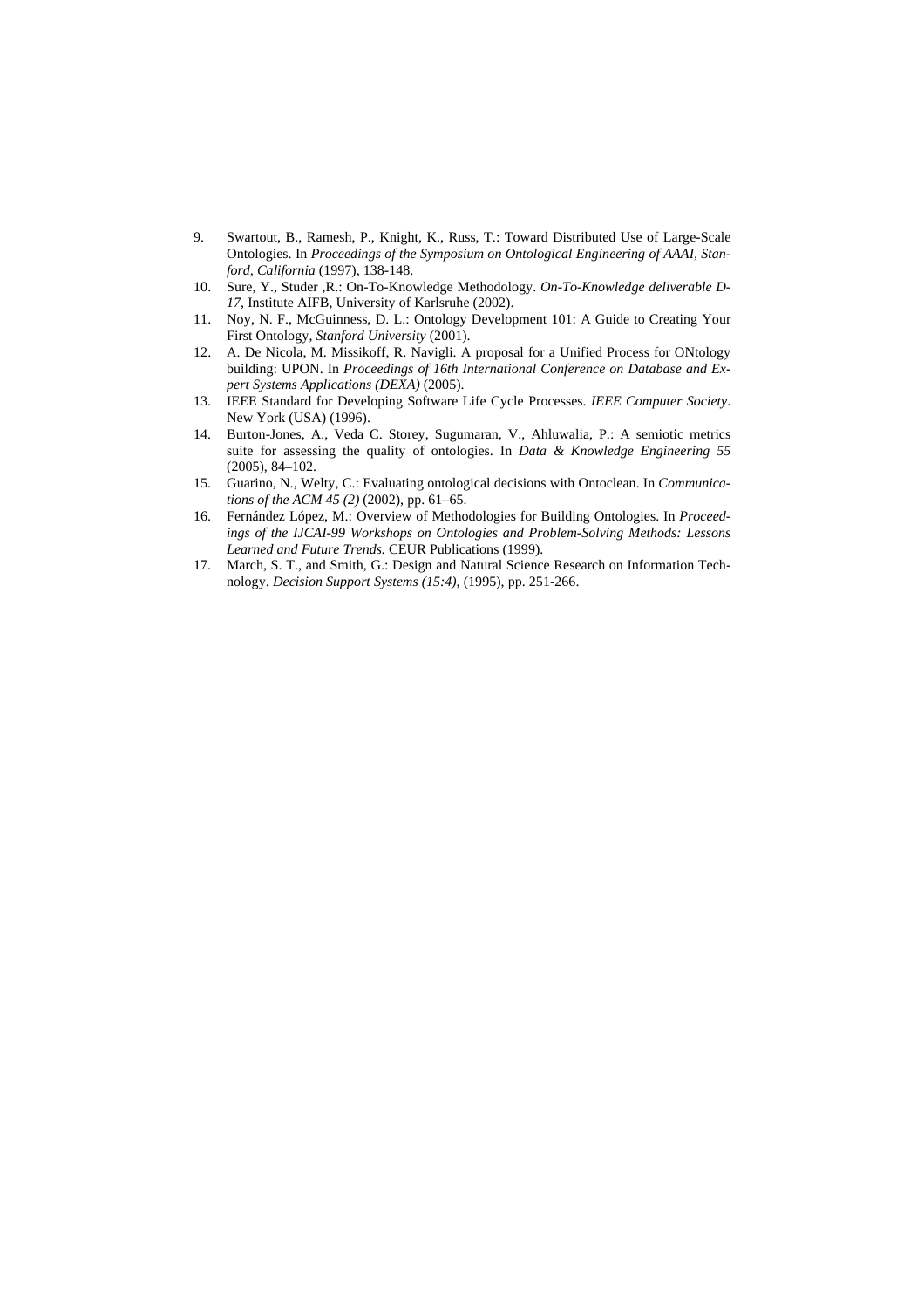9. Swartout, B., Ramesh, P., Knight, K., Russ, T.: Toward Distributed Use of Large-Scale Ontologies. In *Proceedings of the Symposium on Ontological Engineering of AAAI, Stanford, California* (1997), 138-148.
10. Sure, Y., Studer ,R.: On-To-Knowledge Methodology. *On-To-Knowledge deliverable D-17*, Institute AIFB, University of Karlsruhe (2002).
11. Noy, N. F., McGuinness, D. L.: Ontology Development 101: A Guide to Creating Your First Ontology, *Stanford University* (2001).
12. A. De Nicola, M. Missikoff, R. Navigli. A proposal for a Unified Process for ONtology building: UPON. In *Proceedings of 16th International Conference on Database and Expert Systems Applications (DEXA)* (2005).
13. IEEE Standard for Developing Software Life Cycle Processes. *IEEE Computer Society*. New York (USA) (1996).
14. Burton-Jones, A., Veda C. Storey, Sugumaran, V., Ahluwalia, P.: A semiotic metrics suite for assessing the quality of ontologies. In *Data & Knowledge Engineering 55* (2005), 84–102.
15. Guarino, N., Welty, C.: Evaluating ontological decisions with Ontoclean. In *Communications of the ACM 45 (2)* (2002), pp. 61–65.
16. Fernández López, M.: Overview of Methodologies for Building Ontologies. In *Proceedings of the IJCAI-99 Workshops on Ontologies and Problem-Solving Methods: Lessons Learned and Future Trends.* CEUR Publications (1999).
17. March, S. T., and Smith, G.: Design and Natural Science Research on Information Technology. *Decision Support Systems (15:4)*, (1995), pp. 251-266.